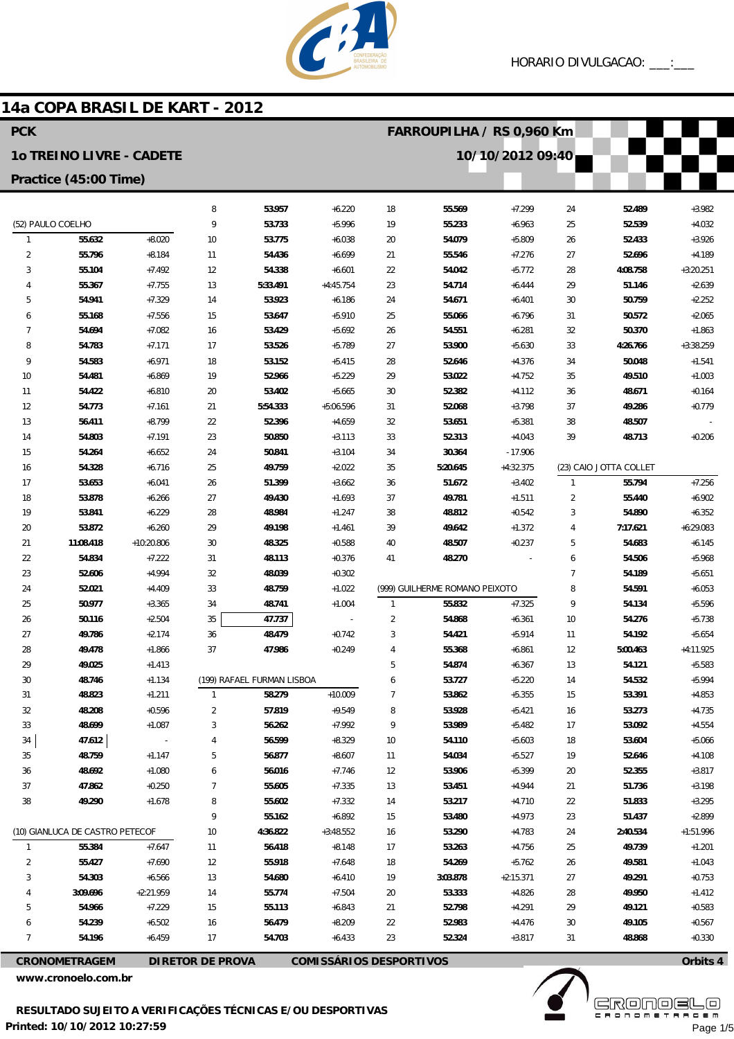HORARIO DIVULGACAO: ___:___

# 14a COPA BRASIL DE KART - 2012

**PCK** — **FARROUPILHA / RS 0,960 Km**

**1o TREINO LIVRE - CADETE** — **10/10/2012 09:40**

**Practice (45:00 Time)**

### (52) PAULO COELHO

| Lap | Time | Diff |
|---|---|---|
| 1 | 55.632 | +8.020 |
| 2 | 55.796 | +8.184 |
| 3 | 55.104 | +7.492 |
| 4 | 55.367 | +7.755 |
| 5 | 54.941 | +7.329 |
| 6 | 55.168 | +7.556 |
| 7 | 54.694 | +7.082 |
| 8 | 54.783 | +7.171 |
| 9 | 54.583 | +6.971 |
| 10 | 54.481 | +6.869 |
| 11 | 54.422 | +6.810 |
| 12 | 54.773 | +7.161 |
| 13 | 56.411 | +8.799 |
| 14 | 54.803 | +7.191 |
| 15 | 54.264 | +6.652 |
| 16 | 54.328 | +6.716 |
| 17 | 53.653 | +6.041 |
| 18 | 53.878 | +6.266 |
| 19 | 53.841 | +6.229 |
| 20 | 53.872 | +6.260 |
| 21 | 11:08.418 | +10:20.806 |
| 22 | 54.834 | +7.222 |
| 23 | 52.606 | +4.994 |
| 24 | 52.021 | +4.409 |
| 25 | 50.977 | +3.365 |
| 26 | 50.116 | +2.504 |
| 27 | 49.786 | +2.174 |
| 28 | 49.478 | +1.866 |
| 29 | 49.025 | +1.413 |
| 30 | 48.746 | +1.134 |
| 31 | 48.823 | +1.211 |
| 32 | 48.208 | +0.596 |
| 33 | 48.699 | +1.087 |
| 34 | 47.612 | - |
| 35 | 48.759 | +1.147 |
| 36 | 48.692 | +1.080 |
| 37 | 47.862 | +0.250 |
| 38 | 49.290 | +1.678 |

### (10) GIANLUCA DE CASTRO PETECOF

| Lap | Time | Diff |
|---|---|---|
| 1 | 55.384 | +7.647 |
| 2 | 55.427 | +7.690 |
| 3 | 54.303 | +6.566 |
| 4 | 3:09.696 | +2:21.959 |
| 5 | 54.966 | +7.229 |
| 6 | 54.239 | +6.502 |
| 7 | 54.196 | +6.459 |
| 8 | 53.957 | +6.220 |
| 9 | 53.733 | +5.996 |
| 10 | 53.775 | +6.038 |
| 11 | 54.436 | +6.699 |
| 12 | 54.338 | +6.601 |
| 13 | 5:33.491 | +4:45.754 |
| 14 | 53.923 | +6.186 |
| 15 | 53.647 | +5.910 |
| 16 | 53.429 | +5.692 |
| 17 | 53.526 | +5.789 |
| 18 | 53.152 | +5.415 |
| 19 | 52.966 | +5.229 |
| 20 | 53.402 | +5.665 |
| 21 | 5:54.333 | +5:06.596 |
| 22 | 52.396 | +4.659 |
| 23 | 50.850 | +3.113 |
| 24 | 50.841 | +3.104 |
| 25 | 49.759 | +2.022 |
| 26 | 51.399 | +3.662 |
| 27 | 49.430 | +1.693 |
| 28 | 48.984 | +1.247 |
| 29 | 49.198 | +1.461 |
| 30 | 48.325 | +0.588 |
| 31 | 48.113 | +0.376 |
| 32 | 48.039 | +0.302 |
| 33 | 48.759 | +1.022 |
| 34 | 48.741 | +1.004 |
| 35 | 47.737 | - |
| 36 | 48.479 | +0.742 |
| 37 | 47.986 | +0.249 |

### (199) RAFAEL FURMAN LISBOA

| Lap | Time | Diff |
|---|---|---|
| 1 | 58.279 | +10.009 |
| 2 | 57.819 | +9.549 |
| 3 | 56.262 | +7.992 |
| 4 | 56.599 | +8.329 |
| 5 | 56.877 | +8.607 |
| 6 | 56.016 | +7.746 |
| 7 | 55.605 | +7.335 |
| 8 | 55.602 | +7.332 |
| 9 | 55.162 | +6.892 |
| 10 | 4:36.822 | +3:48.552 |
| 11 | 56.418 | +8.148 |
| 12 | 55.918 | +7.648 |
| 13 | 54.680 | +6.410 |
| 14 | 55.774 | +7.504 |
| 15 | 55.113 | +6.843 |
| 16 | 56.479 | +8.209 |
| 17 | 54.703 | +6.433 |
| 18 | 55.569 | +7.299 |
| 19 | 55.233 | +6.963 |
| 20 | 54.079 | +5.809 |
| 21 | 55.546 | +7.276 |
| 22 | 54.042 | +5.772 |
| 23 | 54.714 | +6.444 |
| 24 | 54.671 | +6.401 |
| 25 | 55.066 | +6.796 |
| 26 | 54.551 | +6.281 |
| 27 | 53.900 | +5.630 |
| 28 | 52.646 | +4.376 |
| 29 | 53.022 | +4.752 |
| 30 | 52.382 | +4.112 |
| 31 | 52.068 | +3.798 |
| 32 | 53.651 | +5.381 |
| 33 | 52.313 | +4.043 |
| 34 | 30.364 | - 17.906 |
| 35 | 5:20.645 | +4:32.375 |
| 36 | 51.672 | +3.402 |
| 37 | 49.781 | +1.511 |
| 38 | 48.812 | +0.542 |
| 39 | 49.642 | +1.372 |
| 40 | 48.507 | +0.237 |
| 41 | 48.270 | - |

### (999) GUILHERME ROMANO PEIXOTO

| Lap | Time | Diff |
|---|---|---|
| 1 | 55.832 | +7.325 |
| 2 | 54.868 | +6.361 |
| 3 | 54.421 | +5.914 |
| 4 | 55.368 | +6.861 |
| 5 | 54.874 | +6.367 |
| 6 | 53.727 | +5.220 |
| 7 | 53.862 | +5.355 |
| 8 | 53.928 | +5.421 |
| 9 | 53.989 | +5.482 |
| 10 | 54.110 | +5.603 |
| 11 | 54.034 | +5.527 |
| 12 | 53.906 | +5.399 |
| 13 | 53.451 | +4.944 |
| 14 | 53.217 | +4.710 |
| 15 | 53.480 | +4.973 |
| 16 | 53.290 | +4.783 |
| 17 | 53.263 | +4.756 |
| 18 | 54.269 | +5.762 |
| 19 | 3:03.878 | +2:15.371 |
| 20 | 53.333 | +4.826 |
| 21 | 52.798 | +4.291 |
| 22 | 52.983 | +4.476 |
| 23 | 52.324 | +3.817 |
| 24 | 52.489 | +3.982 |
| 25 | 52.539 | +4.032 |
| 26 | 52.433 | +3.926 |
| 27 | 52.696 | +4.189 |
| 28 | 4:08.758 | +3:20.251 |
| 29 | 51.146 | +2.639 |
| 30 | 50.759 | +2.252 |
| 31 | 50.572 | +2.065 |
| 32 | 50.370 | +1.863 |
| 33 | 4:26.766 | +3:38.259 |
| 34 | 50.048 | +1.541 |
| 35 | 49.510 | +1.003 |
| 36 | 48.671 | +0.164 |
| 37 | 49.286 | +0.779 |
| 38 | 48.507 | - |
| 39 | 48.713 | +0.206 |

### (23) CAIO JOTTA COLLET

| Lap | Time | Diff |
|---|---|---|
| 1 | 55.794 | +7.256 |
| 2 | 55.440 | +6.902 |
| 3 | 54.890 | +6.352 |
| 4 | 7:17.621 | +6:29.083 |
| 5 | 54.683 | +6.145 |
| 6 | 54.506 | +5.968 |
| 7 | 54.189 | +5.651 |
| 8 | 54.591 | +6.053 |
| 9 | 54.134 | +5.596 |
| 10 | 54.276 | +5.738 |
| 11 | 54.192 | +5.654 |
| 12 | 5:00.463 | +4:11.925 |
| 13 | 54.121 | +5.583 |
| 14 | 54.532 | +5.994 |
| 15 | 53.391 | +4.853 |
| 16 | 53.273 | +4.735 |
| 17 | 53.092 | +4.554 |
| 18 | 53.604 | +5.066 |
| 19 | 52.646 | +4.108 |
| 20 | 52.355 | +3.817 |
| 21 | 51.736 | +3.198 |
| 22 | 51.833 | +3.295 |
| 23 | 51.437 | +2.899 |
| 24 | 2:40.534 | +1:51.996 |
| 25 | 49.739 | +1.201 |
| 26 | 49.581 | +1.043 |
| 27 | 49.291 | +0.753 |
| 28 | 49.950 | +1.412 |
| 29 | 49.121 | +0.583 |
| 30 | 49.105 | +0.567 |
| 31 | 48.868 | +0.330 |

**CRONOMETRAGEM** **DIRETOR DE PROVA** **COMISSÁRIOS DESPORTIVOS** **Orbits 4**

www.cronoelo.com.br

**RESULTADO SUJEITO A VERIFICAÇÕES TÉCNICAS E/OU DESPORTIVAS**

**Printed: 10/10/2012 10:27:59**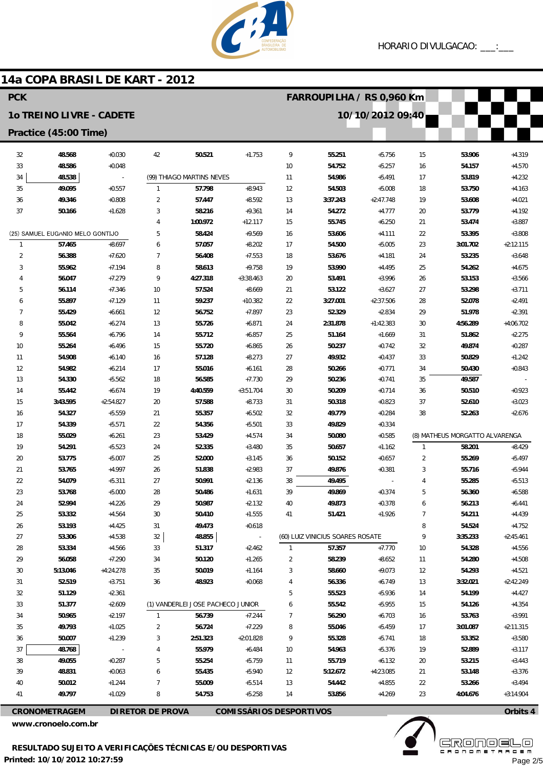HORARIO DIVULGACAO: ___:___

# 14a COPA BRASIL DE KART - 2012

**PCK** — **FARROUPILHA / RS 0,960 Km**

**1o TREINO LIVRE - CADETE** — **10/10/2012 09:40**

**Practice (45:00 Time)**

| Lap | Time | Diff |
|---|---|---|
| 32 | 48.568 | +0.030 |
| 33 | 48.586 | +0.048 |
| 34 | 48.538 | - |
| 35 | 49.095 | +0.557 |
| 36 | 49.346 | +0.808 |
| 37 | 50.166 | +1.628 |

(25) SAMUEL EUGÂNIO MELO GONTIJO

| Lap | Time | Diff |
|---|---|---|
| 1 | 57.465 | +8.697 |
| 2 | 56.388 | +7.620 |
| 3 | 55.962 | +7.194 |
| 4 | 56.047 | +7.279 |
| 5 | 56.114 | +7.346 |
| 6 | 55.897 | +7.129 |
| 7 | 55.429 | +6.661 |
| 8 | 55.042 | +6.274 |
| 9 | 55.564 | +6.796 |
| 10 | 55.264 | +6.496 |
| 11 | 54.908 | +6.140 |
| 12 | 54.982 | +6.214 |
| 13 | 54.330 | +5.562 |
| 14 | 55.442 | +6.674 |
| 15 | 3:43.595 | +2:54.827 |
| 16 | 54.327 | +5.559 |
| 17 | 54.339 | +5.571 |
| 18 | 55.029 | +6.261 |
| 19 | 54.291 | +5.523 |
| 20 | 53.775 | +5.007 |
| 21 | 53.765 | +4.997 |
| 22 | 54.079 | +5.311 |
| 23 | 53.768 | +5.000 |
| 24 | 52.994 | +4.226 |
| 25 | 53.332 | +4.564 |
| 26 | 53.193 | +4.425 |
| 27 | 53.306 | +4.538 |
| 28 | 53.334 | +4.566 |
| 29 | 56.058 | +7.290 |
| 30 | 5:13.046 | +4:24.278 |
| 31 | 52.519 | +3.751 |
| 32 | 51.129 | +2.361 |
| 33 | 51.377 | +2.609 |
| 34 | 50.965 | +2.197 |
| 35 | 49.793 | +1.025 |
| 36 | 50.007 | +1.239 |
| 37 | 48.768 | - |
| 38 | 49.055 | +0.287 |
| 39 | 48.831 | +0.063 |
| 40 | 50.012 | +1.244 |
| 41 | 49.797 | +1.029 |
| 42 | 50.521 | +1.753 |

(99) THIAGO MARTINS NEVES

| Lap | Time | Diff |
|---|---|---|
| 1 | 57.798 | +8.943 |
| 2 | 57.447 | +8.592 |
| 3 | 58.216 | +9.361 |
| 4 | 1:00.972 | +12.117 |
| 5 | 58.424 | +9.569 |
| 6 | 57.057 | +8.202 |
| 7 | 56.408 | +7.553 |
| 8 | 58.613 | +9.758 |
| 9 | 4:27.318 | +3:38.463 |
| 10 | 57.524 | +8.669 |
| 11 | 59.237 | +10.382 |
| 12 | 56.752 | +7.897 |
| 13 | 55.726 | +6.871 |
| 14 | 55.712 | +6.857 |
| 15 | 55.720 | +6.865 |
| 16 | 57.128 | +8.273 |
| 17 | 55.016 | +6.161 |
| 18 | 56.585 | +7.730 |
| 19 | 4:40.559 | +3:51.704 |
| 20 | 57.588 | +8.733 |
| 21 | 55.357 | +6.502 |
| 22 | 54.356 | +5.501 |
| 23 | 53.429 | +4.574 |
| 24 | 52.335 | +3.480 |
| 25 | 52.000 | +3.145 |
| 26 | 51.838 | +2.983 |
| 27 | 50.991 | +2.136 |
| 28 | 50.486 | +1.631 |
| 29 | 50.987 | +2.132 |
| 30 | 50.410 | +1.555 |
| 31 | 49.473 | +0.618 |
| 32 | 48.855 | - |
| 33 | 51.317 | +2.462 |
| 34 | 50.120 | +1.265 |
| 35 | 50.019 | +1.164 |
| 36 | 48.923 | +0.068 |

(1) VANDERLEI JOSE PACHECO JUNIOR

| Lap | Time | Diff |
|---|---|---|
| 1 | 56.739 | +7.244 |
| 2 | 56.724 | +7.229 |
| 3 | 2:51.323 | +2:01.828 |
| 4 | 55.979 | +6.484 |
| 5 | 55.254 | +5.759 |
| 6 | 55.435 | +5.940 |
| 7 | 55.009 | +5.514 |
| 8 | 54.753 | +5.258 |
| 9 | 55.251 | +5.756 |
| 10 | 54.752 | +5.257 |
| 11 | 54.986 | +5.491 |
| 12 | 54.503 | +5.008 |
| 13 | 3:37.243 | +2:47.748 |
| 14 | 54.272 | +4.777 |
| 15 | 55.745 | +6.250 |
| 16 | 53.606 | +4.111 |
| 17 | 54.500 | +5.005 |
| 18 | 53.676 | +4.181 |
| 19 | 53.990 | +4.495 |
| 20 | 53.491 | +3.996 |
| 21 | 53.122 | +3.627 |
| 22 | 3:27.001 | +2:37.506 |
| 23 | 52.329 | +2.834 |
| 24 | 2:31.878 | +1:42.383 |
| 25 | 51.164 | +1.669 |
| 26 | 50.237 | +0.742 |
| 27 | 49.932 | +0.437 |
| 28 | 50.266 | +0.771 |
| 29 | 50.236 | +0.741 |
| 30 | 50.209 | +0.714 |
| 31 | 50.318 | +0.823 |
| 32 | 49.779 | +0.284 |
| 33 | 49.829 | +0.334 |
| 34 | 50.080 | +0.585 |
| 35 | 50.657 | +1.162 |
| 36 | 50.152 | +0.657 |
| 37 | 49.876 | +0.381 |
| 38 | 49.495 | - |
| 39 | 49.869 | +0.374 |
| 40 | 49.873 | +0.378 |
| 41 | 51.421 | +1.926 |

(60) LUIZ VINICIUS SOARES ROSATE

| Lap | Time | Diff |
|---|---|---|
| 1 | 57.357 | +7.770 |
| 2 | 58.239 | +8.652 |
| 3 | 58.660 | +9.073 |
| 4 | 56.336 | +6.749 |
| 5 | 55.523 | +5.936 |
| 6 | 55.542 | +5.955 |
| 7 | 56.290 | +6.703 |
| 8 | 55.046 | +5.459 |
| 9 | 55.328 | +5.741 |
| 10 | 54.963 | +5.376 |
| 11 | 55.719 | +6.132 |
| 12 | 5:12.672 | +4:23.085 |
| 13 | 54.442 | +4.855 |
| 14 | 53.856 | +4.269 |
| 15 | 53.906 | +4.319 |
| 16 | 54.157 | +4.570 |
| 17 | 53.819 | +4.232 |
| 18 | 53.750 | +4.163 |
| 19 | 53.608 | +4.021 |
| 20 | 53.779 | +4.192 |
| 21 | 53.474 | +3.887 |
| 22 | 53.395 | +3.808 |
| 23 | 3:01.702 | +2:12.115 |
| 24 | 53.235 | +3.648 |
| 25 | 54.262 | +4.675 |
| 26 | 53.153 | +3.566 |
| 27 | 53.298 | +3.711 |
| 28 | 52.078 | +2.491 |
| 29 | 51.978 | +2.391 |
| 30 | 4:56.289 | +4:06.702 |
| 31 | 51.862 | +2.275 |
| 32 | 49.874 | +0.287 |
| 33 | 50.829 | +1.242 |
| 34 | 50.430 | +0.843 |
| 35 | 49.587 | - |
| 36 | 50.510 | +0.923 |
| 37 | 52.610 | +3.023 |
| 38 | 52.263 | +2.676 |

(8) MATHEUS MORGATTO ALVARENGA

| Lap | Time | Diff |
|---|---|---|
| 1 | 58.201 | +8.429 |
| 2 | 55.269 | +5.497 |
| 3 | 55.716 | +5.944 |
| 4 | 55.285 | +5.513 |
| 5 | 56.360 | +6.588 |
| 6 | 56.213 | +6.441 |
| 7 | 54.211 | +4.439 |
| 8 | 54.524 | +4.752 |
| 9 | 3:35.233 | +2:45.461 |
| 10 | 54.328 | +4.556 |
| 11 | 54.280 | +4.508 |
| 12 | 54.293 | +4.521 |
| 13 | 3:32.021 | +2:42.249 |
| 14 | 54.199 | +4.427 |
| 15 | 54.126 | +4.354 |
| 16 | 53.763 | +3.991 |
| 17 | 3:01.087 | +2:11.315 |
| 18 | 53.352 | +3.580 |
| 19 | 52.889 | +3.117 |
| 20 | 53.215 | +3.443 |
| 21 | 53.148 | +3.376 |
| 22 | 53.266 | +3.494 |
| 23 | 4:04.676 | +3:14.904 |

**CRONOMETRAGEM** | **DIRETOR DE PROVA** | **COMISSÁRIOS DESPORTIVOS** | **Orbits 4**

**www.cronoelo.com.br**

**RESULTADO SUJEITO A VERIFICAÇÕES TÉCNICAS E/OU DESPORTIVAS**

**Printed: 10/10/2012 10:27:59**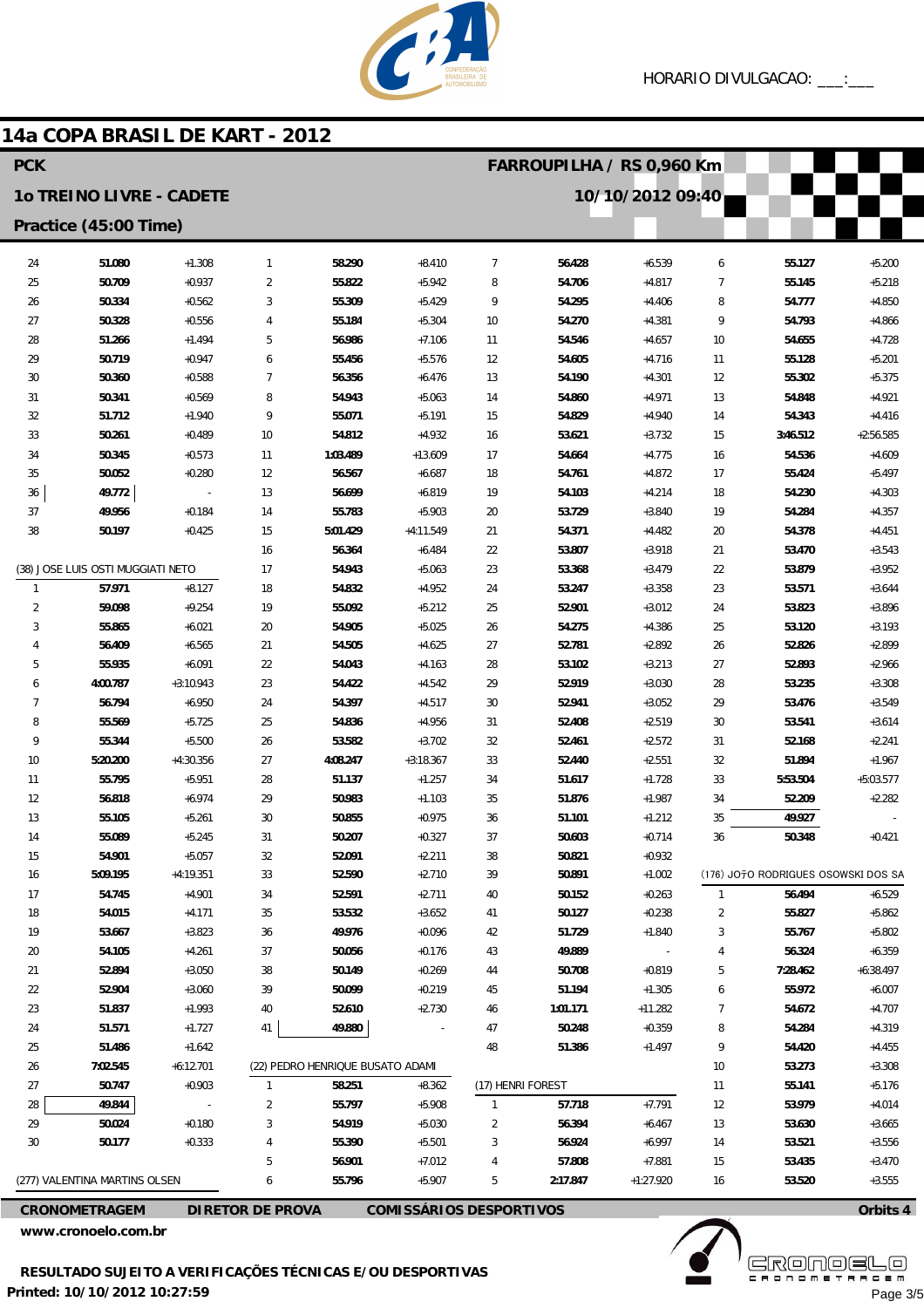# 14a COPA BRASIL DE KART - 2012

**PCK** — **FARROUPILHA / RS 0,960 Km**

**1o TREINO LIVRE - CADETE** — **10/10/2012 09:40**

**Practice (45:00 Time)**

| Lap | Time | Diff |
|---|---|---|
| 24 | 51.080 | +1.308 |
| 25 | 50.709 | +0.937 |
| 26 | 50.334 | +0.562 |
| 27 | 50.328 | +0.556 |
| 28 | 51.266 | +1.494 |
| 29 | 50.719 | +0.947 |
| 30 | 50.360 | +0.588 |
| 31 | 50.341 | +0.569 |
| 32 | 51.712 | +1.940 |
| 33 | 50.261 | +0.489 |
| 34 | 50.345 | +0.573 |
| 35 | 50.052 | +0.280 |
| 36 | 49.772 | - |
| 37 | 49.956 | +0.184 |
| 38 | 50.197 | +0.425 |

(38) JOSE LUIS OSTI MUGGIATI NETO

| Lap | Time | Diff |
|---|---|---|
| 1 | 57.971 | +8.127 |
| 2 | 59.098 | +9.254 |
| 3 | 55.865 | +6.021 |
| 4 | 56.409 | +6.565 |
| 5 | 55.935 | +6.091 |
| 6 | 4:00.787 | +3:10.943 |
| 7 | 56.794 | +6.950 |
| 8 | 55.569 | +5.725 |
| 9 | 55.344 | +5.500 |
| 10 | 5:20.200 | +4:30.356 |
| 11 | 55.795 | +5.951 |
| 12 | 56.818 | +6.974 |
| 13 | 55.105 | +5.261 |
| 14 | 55.089 | +5.245 |
| 15 | 54.901 | +5.057 |
| 16 | 5:09.195 | +4:19.351 |
| 17 | 54.745 | +4.901 |
| 18 | 54.015 | +4.171 |
| 19 | 53.667 | +3.823 |
| 20 | 54.105 | +4.261 |
| 21 | 52.894 | +3.050 |
| 22 | 52.904 | +3.060 |
| 23 | 51.837 | +1.993 |
| 24 | 51.571 | +1.727 |
| 25 | 51.486 | +1.642 |
| 26 | 7:02.545 | +6:12.701 |
| 27 | 50.747 | +0.903 |
| 28 | 49.844 | - |
| 29 | 50.024 | +0.180 |
| 30 | 50.177 | +0.333 |

(277) VALENTINA MARTINS OLSEN

| Lap | Time | Diff |
|---|---|---|
| 1 | 58.290 | +8.410 |
| 2 | 55.822 | +5.942 |
| 3 | 55.309 | +5.429 |
| 4 | 55.184 | +5.304 |
| 5 | 56.986 | +7.106 |
| 6 | 55.456 | +5.576 |
| 7 | 56.356 | +6.476 |
| 8 | 54.943 | +5.063 |
| 9 | 55.071 | +5.191 |
| 10 | 54.812 | +4.932 |
| 11 | 1:03.489 | +13.609 |
| 12 | 56.567 | +6.687 |
| 13 | 56.699 | +6.819 |
| 14 | 55.783 | +5.903 |
| 15 | 5:01.429 | +4:11.549 |
| 16 | 56.364 | +6.484 |
| 17 | 54.943 | +5.063 |
| 18 | 54.832 | +4.952 |
| 19 | 55.092 | +5.212 |
| 20 | 54.905 | +5.025 |
| 21 | 54.505 | +4.625 |
| 22 | 54.043 | +4.163 |
| 23 | 54.422 | +4.542 |
| 24 | 54.397 | +4.517 |
| 25 | 54.836 | +4.956 |
| 26 | 53.582 | +3.702 |
| 27 | 4:08.247 | +3:18.367 |
| 28 | 51.137 | +1.257 |
| 29 | 50.983 | +1.103 |
| 30 | 50.855 | +0.975 |
| 31 | 50.207 | +0.327 |
| 32 | 52.091 | +2.211 |
| 33 | 52.590 | +2.710 |
| 34 | 52.591 | +2.711 |
| 35 | 53.532 | +3.652 |
| 36 | 49.976 | +0.096 |
| 37 | 50.056 | +0.176 |
| 38 | 50.149 | +0.269 |
| 39 | 50.099 | +0.219 |
| 40 | 52.610 | +2.730 |
| 41 | 49.880 | - |

(22) PEDRO HENRIQUE BUSATO ADAMI

| Lap | Time | Diff |
|---|---|---|
| 1 | 58.251 | +8.362 |
| 2 | 55.797 | +5.908 |
| 3 | 54.919 | +5.030 |
| 4 | 55.390 | +5.501 |
| 5 | 56.901 | +7.012 |
| 6 | 55.796 | +5.907 |
| 7 | 56.428 | +6.539 |
| 8 | 54.706 | +4.817 |
| 9 | 54.295 | +4.406 |
| 10 | 54.270 | +4.381 |
| 11 | 54.546 | +4.657 |
| 12 | 54.605 | +4.716 |
| 13 | 54.190 | +4.301 |
| 14 | 54.860 | +4.971 |
| 15 | 54.829 | +4.940 |
| 16 | 53.621 | +3.732 |
| 17 | 54.664 | +4.775 |
| 18 | 54.761 | +4.872 |
| 19 | 54.103 | +4.214 |
| 20 | 53.729 | +3.840 |
| 21 | 54.371 | +4.482 |
| 22 | 53.807 | +3.918 |
| 23 | 53.368 | +3.479 |
| 24 | 53.247 | +3.358 |
| 25 | 52.901 | +3.012 |
| 26 | 54.275 | +4.386 |
| 27 | 52.781 | +2.892 |
| 28 | 53.102 | +3.213 |
| 29 | 52.919 | +3.030 |
| 30 | 52.941 | +3.052 |
| 31 | 52.408 | +2.519 |
| 32 | 52.461 | +2.572 |
| 33 | 52.440 | +2.551 |
| 34 | 51.617 | +1.728 |
| 35 | 51.876 | +1.987 |
| 36 | 51.101 | +1.212 |
| 37 | 50.603 | +0.714 |
| 38 | 50.821 | +0.932 |
| 39 | 50.891 | +1.002 |
| 40 | 50.152 | +0.263 |
| 41 | 50.127 | +0.238 |
| 42 | 51.729 | +1.840 |
| 43 | 49.889 | - |
| 44 | 50.708 | +0.819 |
| 45 | 51.194 | +1.305 |
| 46 | 1:01.171 | +11.282 |
| 47 | 50.248 | +0.359 |
| 48 | 51.386 | +1.497 |

(17) HENRI FOREST

| Lap | Time | Diff |
|---|---|---|
| 1 | 57.718 | +7.791 |
| 2 | 56.394 | +6.467 |
| 3 | 56.924 | +6.997 |
| 4 | 57.808 | +7.881 |
| 5 | 2:17.847 | +1:27.920 |
| 6 | 55.127 | +5.200 |
| 7 | 55.145 | +5.218 |
| 8 | 54.777 | +4.850 |
| 9 | 54.793 | +4.866 |
| 10 | 54.655 | +4.728 |
| 11 | 55.128 | +5.201 |
| 12 | 55.302 | +5.375 |
| 13 | 54.848 | +4.921 |
| 14 | 54.343 | +4.416 |
| 15 | 3:46.512 | +2:56.585 |
| 16 | 54.536 | +4.609 |
| 17 | 55.424 | +5.497 |
| 18 | 54.230 | +4.303 |
| 19 | 54.284 | +4.357 |
| 20 | 54.378 | +4.451 |
| 21 | 53.470 | +3.543 |
| 22 | 53.879 | +3.952 |
| 23 | 53.571 | +3.644 |
| 24 | 53.823 | +3.896 |
| 25 | 53.120 | +3.193 |
| 26 | 52.826 | +2.899 |
| 27 | 52.893 | +2.966 |
| 28 | 53.235 | +3.308 |
| 29 | 53.476 | +3.549 |
| 30 | 53.541 | +3.614 |
| 31 | 52.168 | +2.241 |
| 32 | 51.894 | +1.967 |
| 33 | 5:53.504 | +5:03.577 |
| 34 | 52.209 | +2.282 |
| 35 | 49.927 | - |
| 36 | 50.348 | +0.421 |

(176) JOÃO RODRIGUES OSOWSKI DOS SA

| Lap | Time | Diff |
|---|---|---|
| 1 | 56.494 | +6.529 |
| 2 | 55.827 | +5.862 |
| 3 | 55.767 | +5.802 |
| 4 | 56.324 | +6.359 |
| 5 | 7:28.462 | +6:38.497 |
| 6 | 55.972 | +6.007 |
| 7 | 54.672 | +4.707 |
| 8 | 54.284 | +4.319 |
| 9 | 54.420 | +4.455 |
| 10 | 53.273 | +3.308 |
| 11 | 55.141 | +5.176 |
| 12 | 53.979 | +4.014 |
| 13 | 53.630 | +3.665 |
| 14 | 53.521 | +3.556 |
| 15 | 53.435 | +3.470 |
| 16 | 53.520 | +3.555 |

**CRONOMETRAGEM** — **DIRETOR DE PROVA** — **COMISSÁRIOS DESPORTIVOS** — **Orbits 4**

www.cronoelo.com.br

**RESULTADO SUJEITO A VERIFICAÇÕES TÉCNICAS E/OU DESPORTIVAS**

**Printed: 10/10/2012 10:27:59**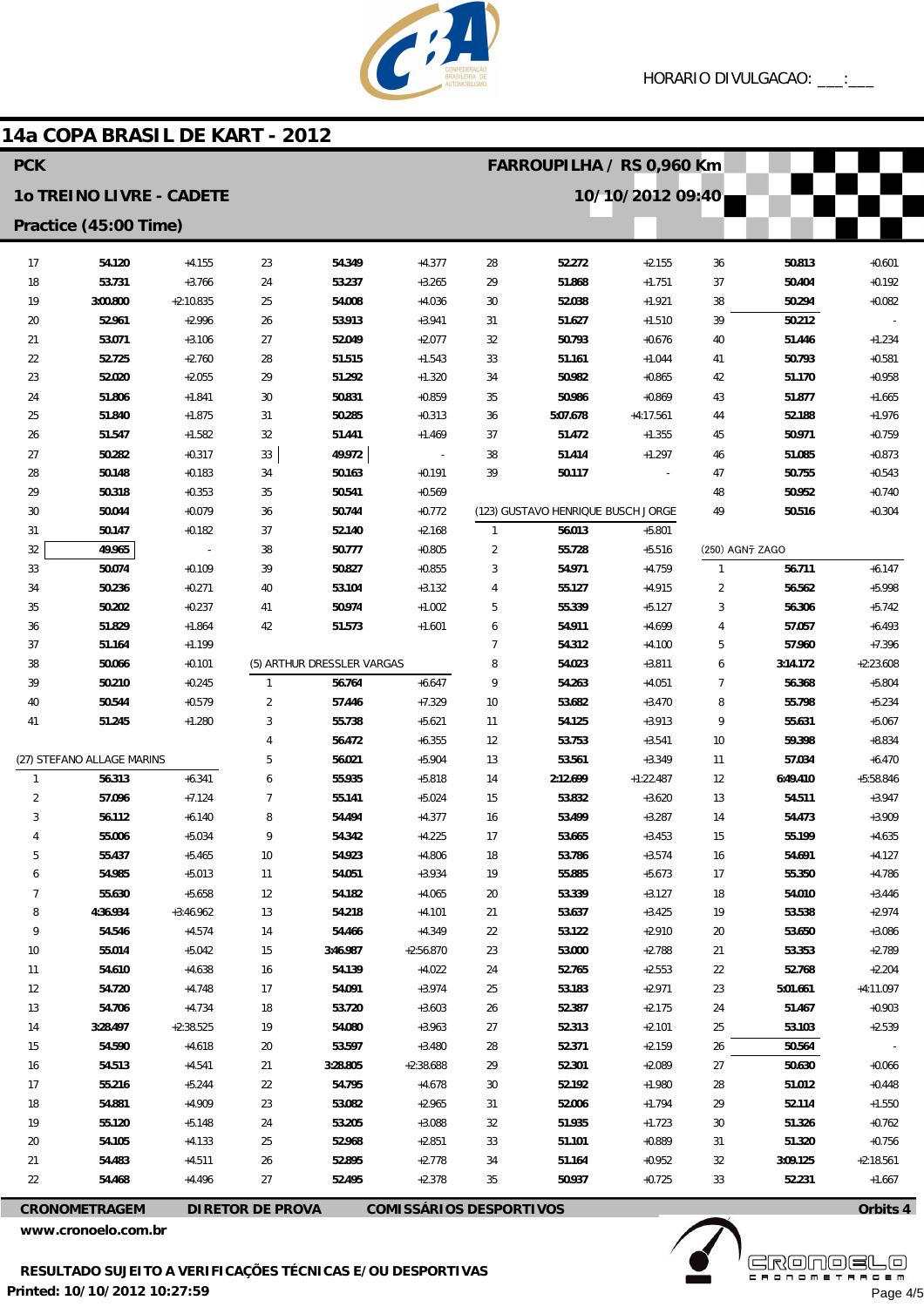# 14a COPA BRASIL DE KART - 2012

**PCK** — **FARROUPILHA / RS 0,960 Km**

**1o TREINO LIVRE - CADETE** — **10/10/2012 09:40**

**Practice (45:00 Time)**

| Lap | Time | Diff |
|---|---|---|
| 17 | 54.120 | +4.155 |
| 18 | 53.731 | +3.766 |
| 19 | 3:00.800 | +2:10.835 |
| 20 | 52.961 | +2.996 |
| 21 | 53.071 | +3.106 |
| 22 | 52.725 | +2.760 |
| 23 | 52.020 | +2.055 |
| 24 | 51.806 | +1.841 |
| 25 | 51.840 | +1.875 |
| 26 | 51.547 | +1.582 |
| 27 | 50.282 | +0.317 |
| 28 | 50.148 | +0.183 |
| 29 | 50.318 | +0.353 |
| 30 | 50.044 | +0.079 |
| 31 | 50.147 | +0.182 |
| 32 | 49.965 | - |
| 33 | 50.074 | +0.109 |
| 34 | 50.236 | +0.271 |
| 35 | 50.202 | +0.237 |
| 36 | 51.829 | +1.864 |
| 37 | 51.164 | +1.199 |
| 38 | 50.066 | +0.101 |
| 39 | 50.210 | +0.245 |
| 40 | 50.544 | +0.579 |
| 41 | 51.245 | +1.280 |

(27) STEFANO ALLAGE MARINS

| Lap | Time | Diff |
|---|---|---|
| 1 | 56.313 | +6.341 |
| 2 | 57.096 | +7.124 |
| 3 | 56.112 | +6.140 |
| 4 | 55.006 | +5.034 |
| 5 | 55.437 | +5.465 |
| 6 | 54.985 | +5.013 |
| 7 | 55.630 | +5.658 |
| 8 | 4:36.934 | +3:46.962 |
| 9 | 54.546 | +4.574 |
| 10 | 55.014 | +5.042 |
| 11 | 54.610 | +4.638 |
| 12 | 54.720 | +4.748 |
| 13 | 54.706 | +4.734 |
| 14 | 3:28.497 | +2:38.525 |
| 15 | 54.590 | +4.618 |
| 16 | 54.513 | +4.541 |
| 17 | 55.216 | +5.244 |
| 18 | 54.881 | +4.909 |
| 19 | 55.120 | +5.148 |
| 20 | 54.105 | +4.133 |
| 21 | 54.483 | +4.511 |
| 22 | 54.468 | +4.496 |
| 23 | 54.349 | +4.377 |
| 24 | 53.237 | +3.265 |
| 25 | 54.008 | +4.036 |
| 26 | 53.913 | +3.941 |
| 27 | 52.049 | +2.077 |
| 28 | 51.515 | +1.543 |
| 29 | 51.292 | +1.320 |
| 30 | 50.831 | +0.859 |
| 31 | 50.285 | +0.313 |
| 32 | 51.441 | +1.469 |
| 33 | 49.972 | - |
| 34 | 50.163 | +0.191 |
| 35 | 50.541 | +0.569 |
| 36 | 50.744 | +0.772 |
| 37 | 52.140 | +2.168 |
| 38 | 50.777 | +0.805 |
| 39 | 50.827 | +0.855 |
| 40 | 53.104 | +3.132 |
| 41 | 50.974 | +1.002 |
| 42 | 51.573 | +1.601 |

(5) ARTHUR DRESSLER VARGAS

| Lap | Time | Diff |
|---|---|---|
| 1 | 56.764 | +6.647 |
| 2 | 57.446 | +7.329 |
| 3 | 55.738 | +5.621 |
| 4 | 56.472 | +6.355 |
| 5 | 56.021 | +5.904 |
| 6 | 55.935 | +5.818 |
| 7 | 55.141 | +5.024 |
| 8 | 54.494 | +4.377 |
| 9 | 54.342 | +4.225 |
| 10 | 54.923 | +4.806 |
| 11 | 54.051 | +3.934 |
| 12 | 54.182 | +4.065 |
| 13 | 54.218 | +4.101 |
| 14 | 54.466 | +4.349 |
| 15 | 3:46.987 | +2:56.870 |
| 16 | 54.139 | +4.022 |
| 17 | 54.091 | +3.974 |
| 18 | 53.720 | +3.603 |
| 19 | 54.080 | +3.963 |
| 20 | 53.597 | +3.480 |
| 21 | 3:28.805 | +2:38.688 |
| 22 | 54.795 | +4.678 |
| 23 | 53.082 | +2.965 |
| 24 | 53.205 | +3.088 |
| 25 | 52.968 | +2.851 |
| 26 | 52.895 | +2.778 |
| 27 | 52.495 | +2.378 |
| 28 | 52.272 | +2.155 |
| 29 | 51.868 | +1.751 |
| 30 | 52.038 | +1.921 |
| 31 | 51.627 | +1.510 |
| 32 | 50.793 | +0.676 |
| 33 | 51.161 | +1.044 |
| 34 | 50.982 | +0.865 |
| 35 | 50.986 | +0.869 |
| 36 | 5:07.678 | +4:17.561 |
| 37 | 51.472 | +1.355 |
| 38 | 51.414 | +1.297 |
| 39 | 50.117 | - |

(123) GUSTAVO HENRIQUE BUSCH JORGE

| Lap | Time | Diff |
|---|---|---|
| 1 | 56.013 | +5.801 |
| 2 | 55.728 | +5.516 |
| 3 | 54.971 | +4.759 |
| 4 | 55.127 | +4.915 |
| 5 | 55.339 | +5.127 |
| 6 | 54.911 | +4.699 |
| 7 | 54.312 | +4.100 |
| 8 | 54.023 | +3.811 |
| 9 | 54.263 | +4.051 |
| 10 | 53.682 | +3.470 |
| 11 | 54.125 | +3.913 |
| 12 | 53.753 | +3.541 |
| 13 | 53.561 | +3.349 |
| 14 | 2:12.699 | +1:22.487 |
| 15 | 53.832 | +3.620 |
| 16 | 53.499 | +3.287 |
| 17 | 53.665 | +3.453 |
| 18 | 53.786 | +3.574 |
| 19 | 55.885 | +5.673 |
| 20 | 53.339 | +3.127 |
| 21 | 53.637 | +3.425 |
| 22 | 53.122 | +2.910 |
| 23 | 53.000 | +2.788 |
| 24 | 52.765 | +2.553 |
| 25 | 53.183 | +2.971 |
| 26 | 52.387 | +2.175 |
| 27 | 52.313 | +2.101 |
| 28 | 52.371 | +2.159 |
| 29 | 52.301 | +2.089 |
| 30 | 52.192 | +1.980 |
| 31 | 52.006 | +1.794 |
| 32 | 51.935 | +1.723 |
| 33 | 51.101 | +0.889 |
| 34 | 51.164 | +0.952 |
| 35 | 50.937 | +0.725 |
| 36 | 50.813 | +0.601 |
| 37 | 50.404 | +0.192 |
| 38 | 50.294 | +0.082 |
| 39 | 50.212 | - |
| 40 | 51.446 | +1.234 |
| 41 | 50.793 | +0.581 |
| 42 | 51.170 | +0.958 |
| 43 | 51.877 | +1.665 |
| 44 | 52.188 | +1.976 |
| 45 | 50.971 | +0.759 |
| 46 | 51.085 | +0.873 |
| 47 | 50.755 | +0.543 |
| 48 | 50.952 | +0.740 |
| 49 | 50.516 | +0.304 |

(250) AGNŸ ZAGO

| Lap | Time | Diff |
|---|---|---|
| 1 | 56.711 | +6.147 |
| 2 | 56.562 | +5.998 |
| 3 | 56.306 | +5.742 |
| 4 | 57.057 | +6.493 |
| 5 | 57.960 | +7.396 |
| 6 | 3:14.172 | +2:23.608 |
| 7 | 56.368 | +5.804 |
| 8 | 55.798 | +5.234 |
| 9 | 55.631 | +5.067 |
| 10 | 59.398 | +8.834 |
| 11 | 57.034 | +6.470 |
| 12 | 6:49.410 | +5:58.846 |
| 13 | 54.511 | +3.947 |
| 14 | 54.473 | +3.909 |
| 15 | 55.199 | +4.635 |
| 16 | 54.691 | +4.127 |
| 17 | 55.350 | +4.786 |
| 18 | 54.010 | +3.446 |
| 19 | 53.538 | +2.974 |
| 20 | 53.650 | +3.086 |
| 21 | 53.353 | +2.789 |
| 22 | 52.768 | +2.204 |
| 23 | 5:01.661 | +4:11.097 |
| 24 | 51.467 | +0.903 |
| 25 | 53.103 | +2.539 |
| 26 | 50.564 | - |
| 27 | 50.630 | +0.066 |
| 28 | 51.012 | +0.448 |
| 29 | 52.114 | +1.550 |
| 30 | 51.326 | +0.762 |
| 31 | 51.320 | +0.756 |
| 32 | 3:09.125 | +2:18.561 |
| 33 | 52.231 | +1.667 |

**CRONOMETRAGEM** — **DIRETOR DE PROVA** — **COMISSÁRIOS DESPORTIVOS** — **Orbits 4**

www.cronoelo.com.br

**RESULTADO SUJEITO A VERIFICAÇÕES TÉCNICAS E/OU DESPORTIVAS**

**Printed: 10/10/2012 10:27:59**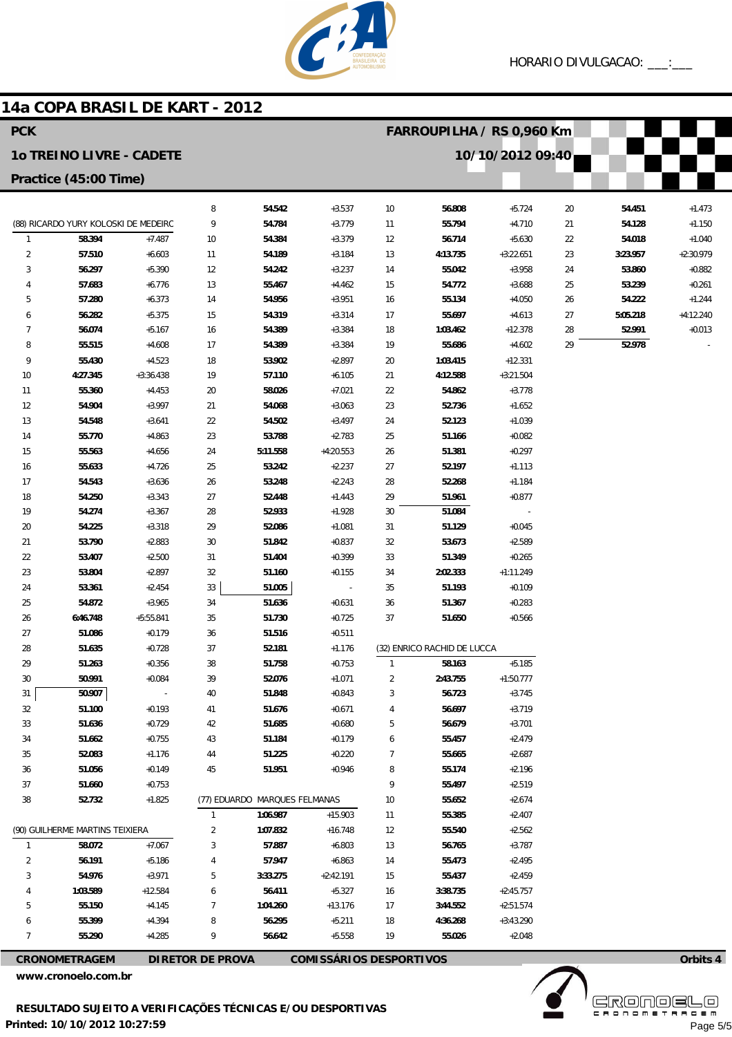# 14a COPA BRASIL DE KART - 2012

**PCK** — **FARROUPILHA / RS 0,960 Km**

**1o TREINO LIVRE - CADETE** — **10/10/2012 09:40**

**Practice (45:00 Time)**

HORARIO DIVULGACAO: ___:___

### (88) RICARDO YURY KOLOSKI DE MEDEIRO (continued)

| Lap | Time | Diff |
|---|---|---|
| 1 | 58.394 | +7.487 |
| 2 | 57.510 | +6.603 |
| 3 | 56.297 | +5.390 |
| 4 | 57.683 | +6.776 |
| 5 | 57.280 | +6.373 |
| 6 | 56.282 | +5.375 |
| 7 | 56.074 | +5.167 |
| 8 | 55.515 | +4.608 |
| 9 | 55.430 | +4.523 |
| 10 | 4:27.345 | +3:36.438 |
| 11 | 55.360 | +4.453 |
| 12 | 54.904 | +3.997 |
| 13 | 54.548 | +3.641 |
| 14 | 55.770 | +4.863 |
| 15 | 55.563 | +4.656 |
| 16 | 55.633 | +4.726 |
| 17 | 54.543 | +3.636 |
| 18 | 54.250 | +3.343 |
| 19 | 54.274 | +3.367 |
| 20 | 54.225 | +3.318 |
| 21 | 53.790 | +2.883 |
| 22 | 53.407 | +2.500 |
| 23 | 53.804 | +2.897 |
| 24 | 53.361 | +2.454 |
| 25 | 54.872 | +3.965 |
| 26 | 6:46.748 | +5:55.841 |
| 27 | 51.086 | +0.179 |
| 28 | 51.635 | +0.728 |
| 29 | 51.263 | +0.356 |
| 30 | 50.991 | +0.084 |
| 31 | 50.907 | - |
| 32 | 51.100 | +0.193 |
| 33 | 51.636 | +0.729 |
| 34 | 51.662 | +0.755 |
| 35 | 52.083 | +1.176 |
| 36 | 51.056 | +0.149 |
| 37 | 51.660 | +0.753 |
| 38 | 52.732 | +1.825 |

### (90) GUILHERME MARTINS TEIXIERA

| Lap | Time | Diff |
|---|---|---|
| 1 | 58.072 | +7.067 |
| 2 | 56.191 | +5.186 |
| 3 | 54.976 | +3.971 |
| 4 | 1:03.589 | +12.584 |
| 5 | 55.150 | +4.145 |
| 6 | 55.399 | +4.394 |
| 7 | 55.290 | +4.285 |
| 8 | 54.542 | +3.537 |
| 9 | 54.784 | +3.779 |
| 10 | 54.384 | +3.379 |
| 11 | 54.189 | +3.184 |
| 12 | 54.242 | +3.237 |
| 13 | 55.467 | +4.462 |
| 14 | 54.956 | +3.951 |
| 15 | 54.319 | +3.314 |
| 16 | 54.389 | +3.384 |
| 17 | 54.389 | +3.384 |
| 18 | 53.902 | +2.897 |
| 19 | 57.110 | +6.105 |
| 20 | 58.026 | +7.021 |
| 21 | 54.068 | +3.063 |
| 22 | 54.502 | +3.497 |
| 23 | 53.788 | +2.783 |
| 24 | 5:11.558 | +4:20.553 |
| 25 | 53.242 | +2.237 |
| 26 | 53.248 | +2.243 |
| 27 | 52.448 | +1.443 |
| 28 | 52.933 | +1.928 |
| 29 | 52.086 | +1.081 |
| 30 | 51.842 | +0.837 |
| 31 | 51.404 | +0.399 |
| 32 | 51.160 | +0.155 |
| 33 | 51.005 | - |
| 34 | 51.636 | +0.631 |
| 35 | 51.730 | +0.725 |
| 36 | 51.516 | +0.511 |
| 37 | 52.181 | +1.176 |
| 38 | 51.758 | +0.753 |
| 39 | 52.076 | +1.071 |
| 40 | 51.848 | +0.843 |
| 41 | 51.676 | +0.671 |
| 42 | 51.685 | +0.680 |
| 43 | 51.184 | +0.179 |
| 44 | 51.225 | +0.220 |
| 45 | 51.951 | +0.946 |

### (77) EDUARDO MARQUES FELMANAS

| Lap | Time | Diff |
|---|---|---|
| 1 | 1:06.987 | +15.903 |
| 2 | 1:07.832 | +16.748 |
| 3 | 57.887 | +6.803 |
| 4 | 57.947 | +6.863 |
| 5 | 3:33.275 | +2:42.191 |
| 6 | 56.411 | +5.327 |
| 7 | 1:04.260 | +13.176 |
| 8 | 56.295 | +5.211 |
| 9 | 56.642 | +5.558 |
| 10 | 56.808 | +5.724 |
| 11 | 55.794 | +4.710 |
| 12 | 56.714 | +5.630 |
| 13 | 4:13.735 | +3:22.651 |
| 14 | 55.042 | +3.958 |
| 15 | 54.772 | +3.688 |
| 16 | 55.134 | +4.050 |
| 17 | 55.697 | +4.613 |
| 18 | 1:03.462 | +12.378 |
| 19 | 55.686 | +4.602 |
| 20 | 1:03.415 | +12.331 |
| 21 | 4:12.588 | +3:21.504 |
| 22 | 54.862 | +3.778 |
| 23 | 52.736 | +1.652 |
| 24 | 52.123 | +1.039 |
| 25 | 51.166 | +0.082 |
| 26 | 51.381 | +0.297 |
| 27 | 52.197 | +1.113 |
| 28 | 52.268 | +1.184 |
| 29 | 51.961 | +0.877 |
| 30 | 51.084 | - |
| 31 | 51.129 | +0.045 |
| 32 | 53.673 | +2.589 |
| 33 | 51.349 | +0.265 |
| 34 | 2:02.333 | +1:11.249 |
| 35 | 51.193 | +0.109 |
| 36 | 51.367 | +0.283 |
| 37 | 51.650 | +0.566 |

### (32) ENRICO RACHID DE LUCCA

| Lap | Time | Diff |
|---|---|---|
| 1 | 58.163 | +5.185 |
| 2 | 2:43.755 | +1:50.777 |
| 3 | 56.723 | +3.745 |
| 4 | 56.697 | +3.719 |
| 5 | 56.679 | +3.701 |
| 6 | 55.457 | +2.479 |
| 7 | 55.665 | +2.687 |
| 8 | 55.174 | +2.196 |
| 9 | 55.497 | +2.519 |
| 10 | 55.652 | +2.674 |
| 11 | 55.385 | +2.407 |
| 12 | 55.540 | +2.562 |
| 13 | 56.765 | +3.787 |
| 14 | 55.473 | +2.495 |
| 15 | 55.437 | +2.459 |
| 16 | 3:38.735 | +2:45.757 |
| 17 | 3:44.552 | +2:51.574 |
| 18 | 4:36.268 | +3:43.290 |
| 19 | 55.026 | +2.048 |
| 20 | 54.451 | +1.473 |
| 21 | 54.128 | +1.150 |
| 22 | 54.018 | +1.040 |
| 23 | 3:23.957 | +2:30.979 |
| 24 | 53.860 | +0.882 |
| 25 | 53.239 | +0.261 |
| 26 | 54.222 | +1.244 |
| 27 | 5:05.218 | +4:12.240 |
| 28 | 52.991 | +0.013 |
| 29 | 52.978 | - |

**CRONOMETRAGEM** — **DIRETOR DE PROVA** — **COMISSÁRIOS DESPORTIVOS** — **Orbits 4**

www.cronoelo.com.br

**RESULTADO SUJEITO A VERIFICAÇÕES TÉCNICAS E/OU DESPORTIVAS**

**Printed: 10/10/2012 10:27:59**